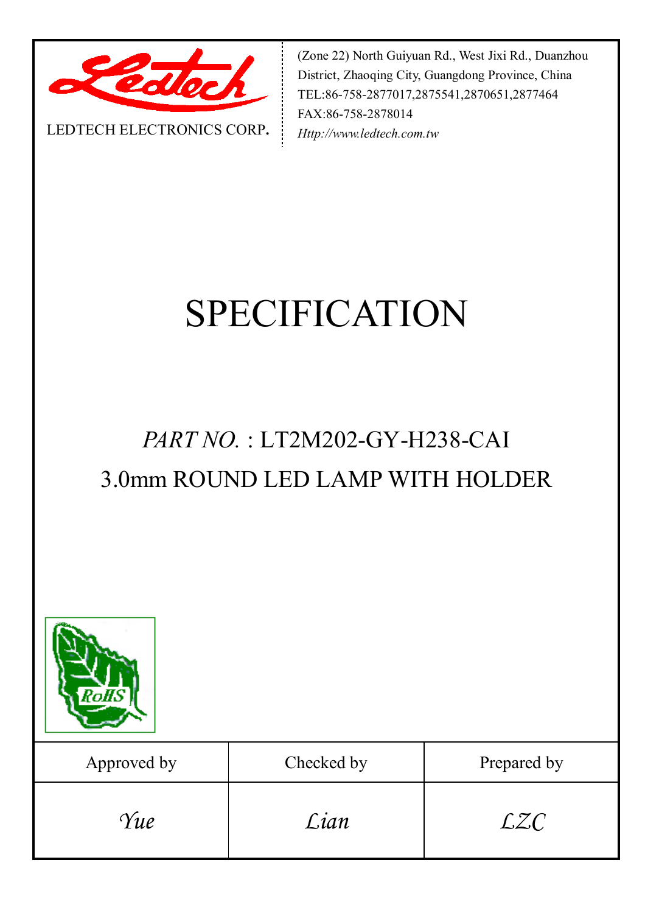LEDTECH ELECTRONICS CORP.

(Zone 22) North Guiyuan Rd., West Jixi Rd., Duanzhou District, Zhaoqing City, Guangdong Province, China
TEL:86-758-2877017,2875541,2870651,2877464
FAX:86-758-2878014
*Http://www.ledtech.com.tw*

# SPECIFICATION

## *PART NO.* : LT2M202-GY-H238-CAI

## 3.0mm ROUND LED LAMP WITH HOLDER

| Approved by | Checked by | Prepared by |
|---|---|---|
| *Yue* | *Lian* | *LZC* |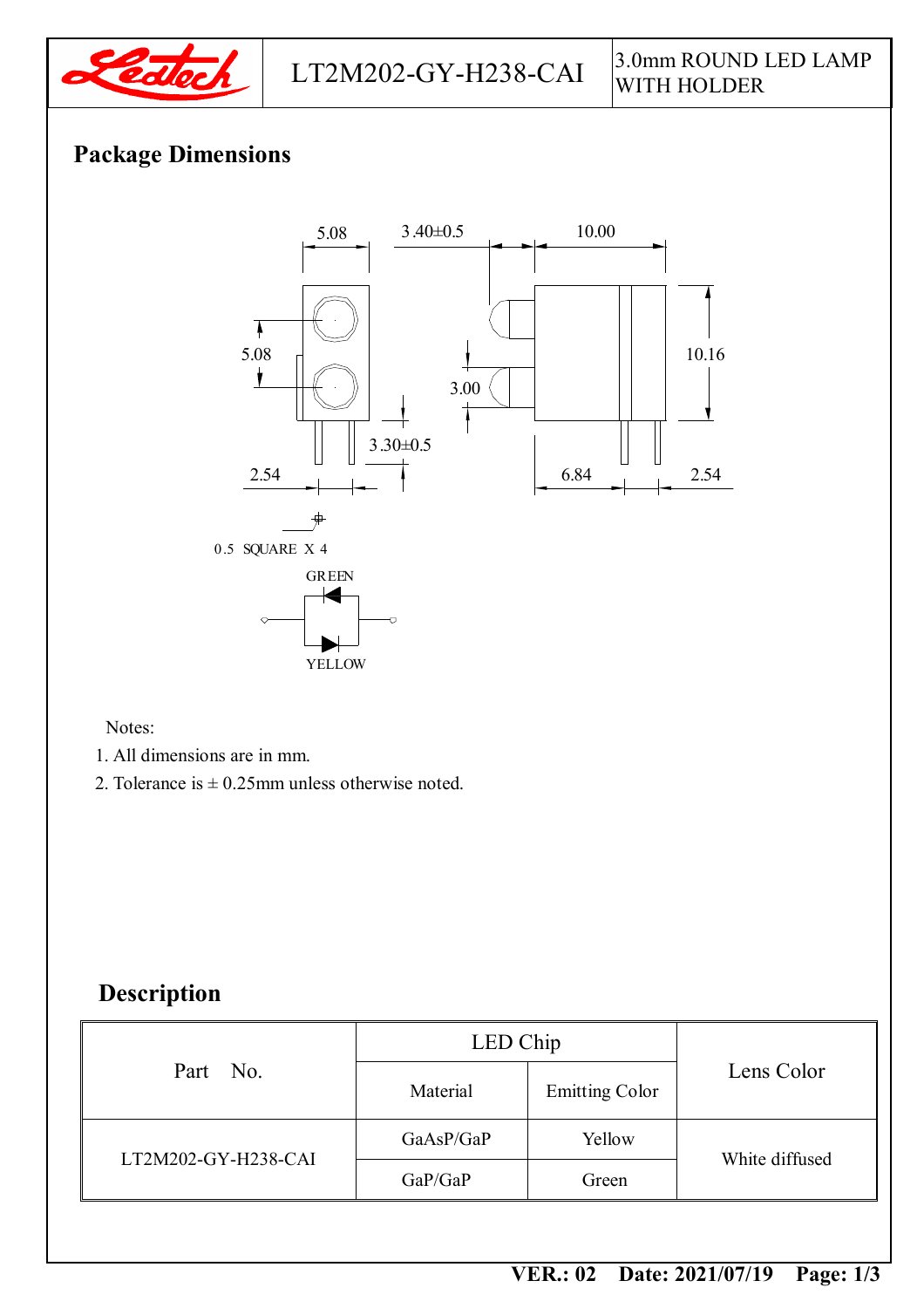| LT2M202-GY-H238-CAI | 3.0mm ROUND LED LAMP WITH HOLDER |
|---|---|

## Package Dimensions

5.08 3.40±0.5 10.00

5.08 10.16

3.00

3.30±0.5

2.54 6.84 2.54

0.5 SQUARE X 4

GREEN

YELLOW

Notes:

1. All dimensions are in mm.
2. Tolerance is ± 0.25mm unless otherwise noted.

## Description

| Part No. | LED Chip | | Lens Color |
|---|---|---|---|
| | Material | Emitting Color | |
| LT2M202-GY-H238-CAI | GaAsP/GaP | Yellow | White diffused |
| | GaP/GaP | Green | |

**VER.: 02 Date: 2021/07/19**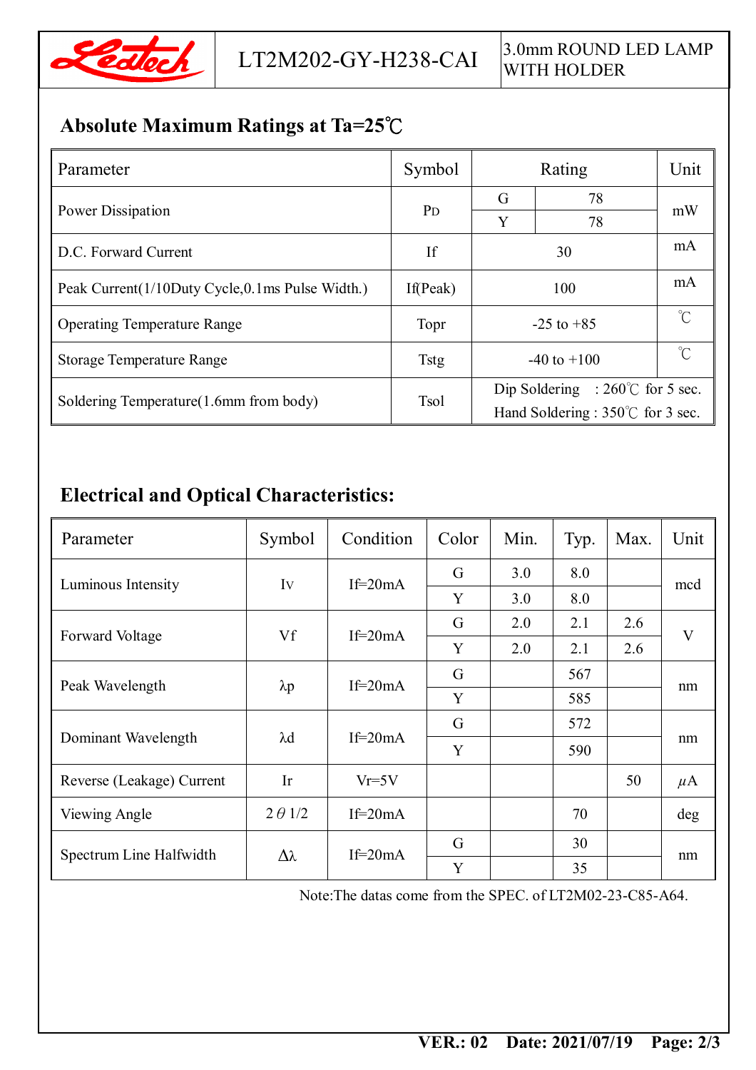## Absolute Maximum Ratings at Ta=25℃

| Parameter | Symbol | Rating | | Unit |
|---|---|---|---|---|
| Power Dissipation | PD | G | 78 | mW |
| | | Y | 78 | |
| D.C. Forward Current | If | 30 | | mA |
| Peak Current(1/10Duty Cycle,0.1ms Pulse Width.) | If(Peak) | 100 | | mA |
| Operating Temperature Range | Topr | -25 to +85 | | ℃ |
| Storage Temperature Range | Tstg | -40 to +100 | | ℃ |
| Soldering Temperature(1.6mm from body) | Tsol | Dip Soldering : 260℃ for 5 sec.<br>Hand Soldering : 350℃ for 3 sec. | | |

## Electrical and Optical Characteristics:

| Parameter | Symbol | Condition | Color | Min. | Typ. | Max. | Unit |
|---|---|---|---|---|---|---|---|
| Luminous Intensity | Iv | If=20mA | G | 3.0 | 8.0 | | mcd |
| | | | Y | 3.0 | 8.0 | | |
| Forward Voltage | Vf | If=20mA | G | 2.0 | 2.1 | 2.6 | V |
| | | | Y | 2.0 | 2.1 | 2.6 | |
| Peak Wavelength | λp | If=20mA | G | | 567 | | nm |
| | | | Y | | 585 | | |
| Dominant Wavelength | λd | If=20mA | G | | 572 | | nm |
| | | | Y | | 590 | | |
| Reverse (Leakage) Current | Ir | Vr=5V | | | | 50 | μA |
| Viewing Angle | 2θ1/2 | If=20mA | | | 70 | | deg |
| Spectrum Line Halfwidth | Δλ | If=20mA | G | | 30 | | nm |
| | | | Y | | 35 | | |

Note:The datas come from the SPEC. of LT2M02-23-C85-A64.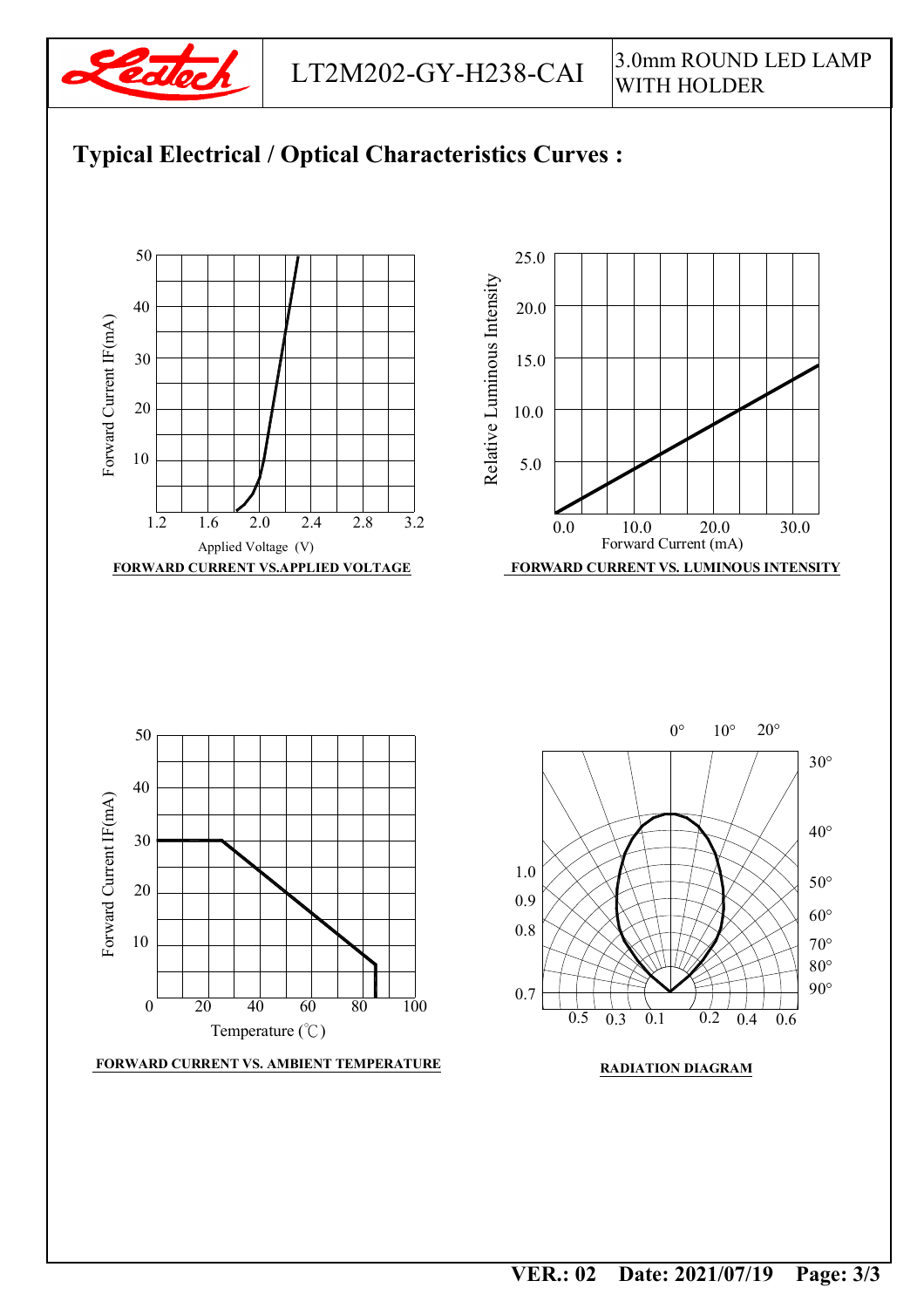## Typical Electrical / Optical Characteristics Curves :

Forward Current IF(mA)

50
40
30
20
10

1.2 1.6 2.0 2.4 2.8 3.2

Applied Voltage (V)

**FORWARD CURRENT VS.APPLIED VOLTAGE**

Relative Luminous Intensity

25.0
20.0
15.0
10.0
5.0

0.0 10.0 20.0 30.0

Forward Current (mA)

**FORWARD CURRENT VS. LUMINOUS INTENSITY**

Forward Current IF(mA)

50
40
30
20
10

0 20 40 60 80 100

Temperature (℃)

**FORWARD CURRENT VS. AMBIENT TEMPERATURE**

0° 10° 20°
30°
40°
50°
60°
70°
80°
90°

1.0
0.9
0.8
0.7

0.5 0.3 0.1 0.2 0.4 0.6

**RADIATION DIAGRAM**